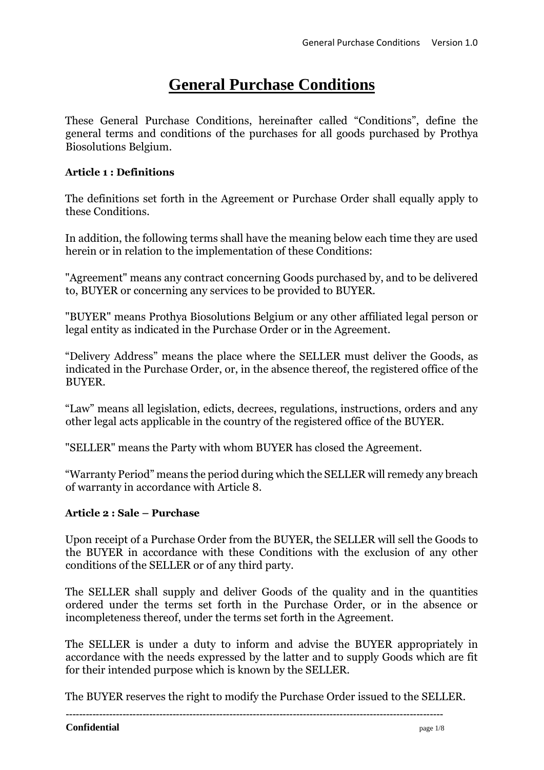# General Purchase Conditions

These General Purchase Conditions, hereinafter called "Conditions", define the general terms and conditions of the purchases for all goods purchased by Prothya Biosolutions Belgium.

**Article 1 : Definitions**

The definitions set forth in the Agreement or Purchase Order shall equally apply to these Conditions.

In addition, the following terms shall have the meaning below each time they are used herein or in relation to the implementation of these Conditions:

"Agreement" means any contract concerning Goods purchased by, and to be delivered to, BUYER or concerning any services to be provided to BUYER.

"BUYER" means Prothya Biosolutions Belgium or any other affiliated legal person or legal entity as indicated in the Purchase Order or in the Agreement.

"Delivery Address" means the place where the SELLER must deliver the Goods, as indicated in the Purchase Order, or, in the absence thereof, the registered office of the BUYER.

"Law" means all legislation, edicts, decrees, regulations, instructions, orders and any other legal acts applicable in the country of the registered office of the BUYER.

"SELLER" means the Party with whom BUYER has closed the Agreement.

"Warranty Period" means the period during which the SELLER will remedy any breach of warranty in accordance with Article 8.

**Article 2 : Sale – Purchase**

Upon receipt of a Purchase Order from the BUYER, the SELLER will sell the Goods to the BUYER in accordance with these Conditions with the exclusion of any other conditions of the SELLER or of any third party.

The SELLER shall supply and deliver Goods of the quality and in the quantities ordered under the terms set forth in the Purchase Order, or in the absence or incompleteness thereof, under the terms set forth in the Agreement.

The SELLER is under a duty to inform and advise the BUYER appropriately in accordance with the needs expressed by the latter and to supply Goods which are fit for their intended purpose which is known by the SELLER.

The BUYER reserves the right to modify the Purchase Order issued to the SELLER.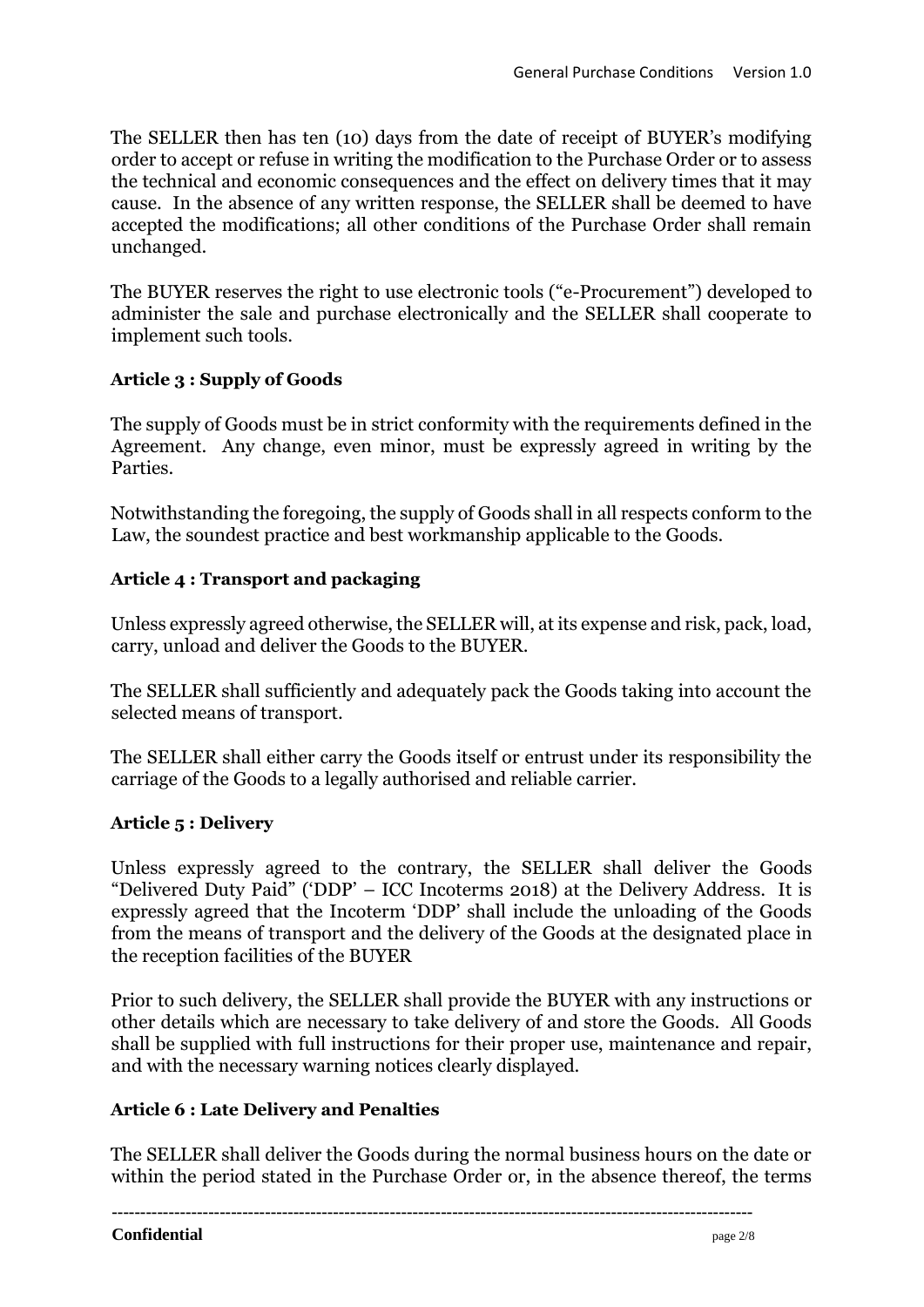The SELLER then has ten (10) days from the date of receipt of BUYER's modifying order to accept or refuse in writing the modification to the Purchase Order or to assess the technical and economic consequences and the effect on delivery times that it may cause. In the absence of any written response, the SELLER shall be deemed to have accepted the modifications; all other conditions of the Purchase Order shall remain unchanged.

The BUYER reserves the right to use electronic tools ("e-Procurement") developed to administer the sale and purchase electronically and the SELLER shall cooperate to implement such tools.

**Article 3 : Supply of Goods**

The supply of Goods must be in strict conformity with the requirements defined in the Agreement. Any change, even minor, must be expressly agreed in writing by the Parties.

Notwithstanding the foregoing, the supply of Goods shall in all respects conform to the Law, the soundest practice and best workmanship applicable to the Goods.

**Article 4 : Transport and packaging**

Unless expressly agreed otherwise, the SELLER will, at its expense and risk, pack, load, carry, unload and deliver the Goods to the BUYER.

The SELLER shall sufficiently and adequately pack the Goods taking into account the selected means of transport.

The SELLER shall either carry the Goods itself or entrust under its responsibility the carriage of the Goods to a legally authorised and reliable carrier.

**Article 5 : Delivery**

Unless expressly agreed to the contrary, the SELLER shall deliver the Goods "Delivered Duty Paid" ('DDP' – ICC Incoterms 2018) at the Delivery Address. It is expressly agreed that the Incoterm 'DDP' shall include the unloading of the Goods from the means of transport and the delivery of the Goods at the designated place in the reception facilities of the BUYER

Prior to such delivery, the SELLER shall provide the BUYER with any instructions or other details which are necessary to take delivery of and store the Goods. All Goods shall be supplied with full instructions for their proper use, maintenance and repair, and with the necessary warning notices clearly displayed.

**Article 6 : Late Delivery and Penalties**

The SELLER shall deliver the Goods during the normal business hours on the date or within the period stated in the Purchase Order or, in the absence thereof, the terms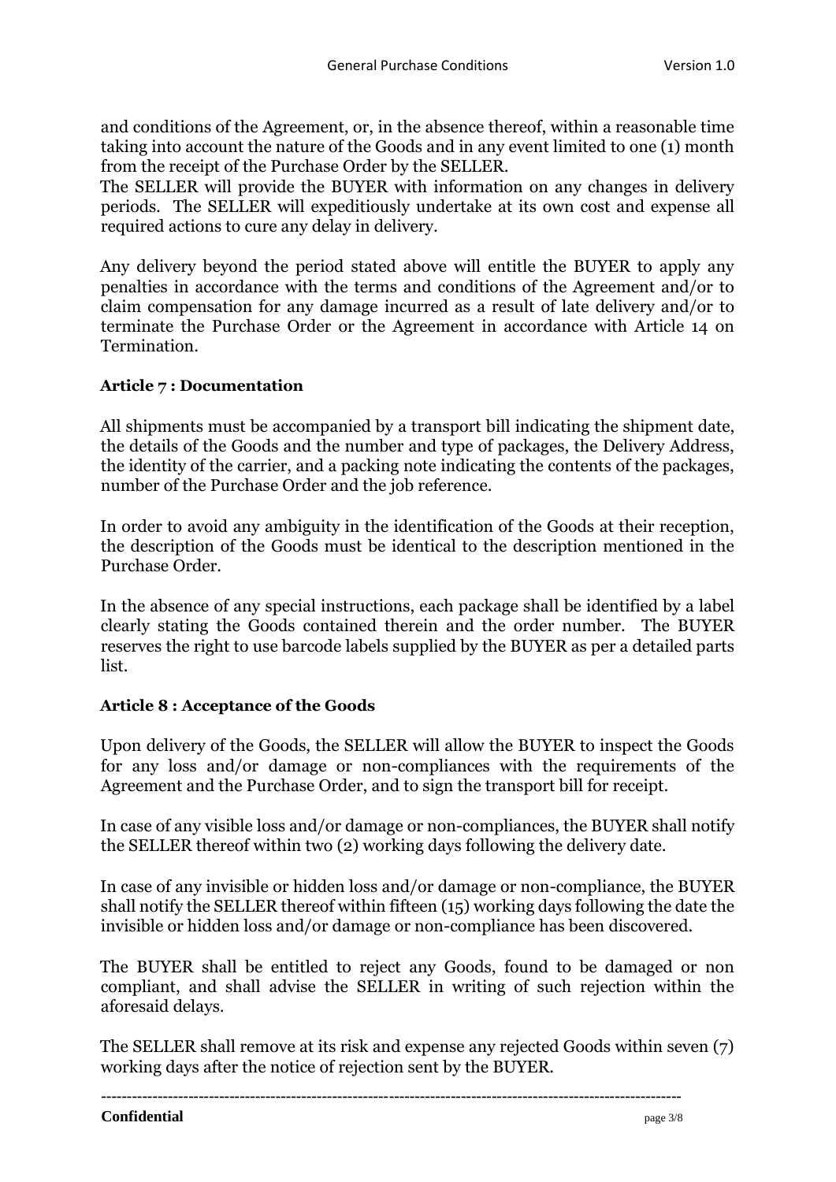and conditions of the Agreement, or, in the absence thereof, within a reasonable time taking into account the nature of the Goods and in any event limited to one (1) month from the receipt of the Purchase Order by the SELLER.
The SELLER will provide the BUYER with information on any changes in delivery periods. The SELLER will expeditiously undertake at its own cost and expense all required actions to cure any delay in delivery.

Any delivery beyond the period stated above will entitle the BUYER to apply any penalties in accordance with the terms and conditions of the Agreement and/or to claim compensation for any damage incurred as a result of late delivery and/or to terminate the Purchase Order or the Agreement in accordance with Article 14 on Termination.

**Article 7 : Documentation**

All shipments must be accompanied by a transport bill indicating the shipment date, the details of the Goods and the number and type of packages, the Delivery Address, the identity of the carrier, and a packing note indicating the contents of the packages, number of the Purchase Order and the job reference.

In order to avoid any ambiguity in the identification of the Goods at their reception, the description of the Goods must be identical to the description mentioned in the Purchase Order.

In the absence of any special instructions, each package shall be identified by a label clearly stating the Goods contained therein and the order number. The BUYER reserves the right to use barcode labels supplied by the BUYER as per a detailed parts list.

**Article 8 : Acceptance of the Goods**

Upon delivery of the Goods, the SELLER will allow the BUYER to inspect the Goods for any loss and/or damage or non-compliances with the requirements of the Agreement and the Purchase Order, and to sign the transport bill for receipt.

In case of any visible loss and/or damage or non-compliances, the BUYER shall notify the SELLER thereof within two (2) working days following the delivery date.

In case of any invisible or hidden loss and/or damage or non-compliance, the BUYER shall notify the SELLER thereof within fifteen (15) working days following the date the invisible or hidden loss and/or damage or non-compliance has been discovered.

The BUYER shall be entitled to reject any Goods, found to be damaged or non compliant, and shall advise the SELLER in writing of such rejection within the aforesaid delays.

The SELLER shall remove at its risk and expense any rejected Goods within seven (7) working days after the notice of rejection sent by the BUYER.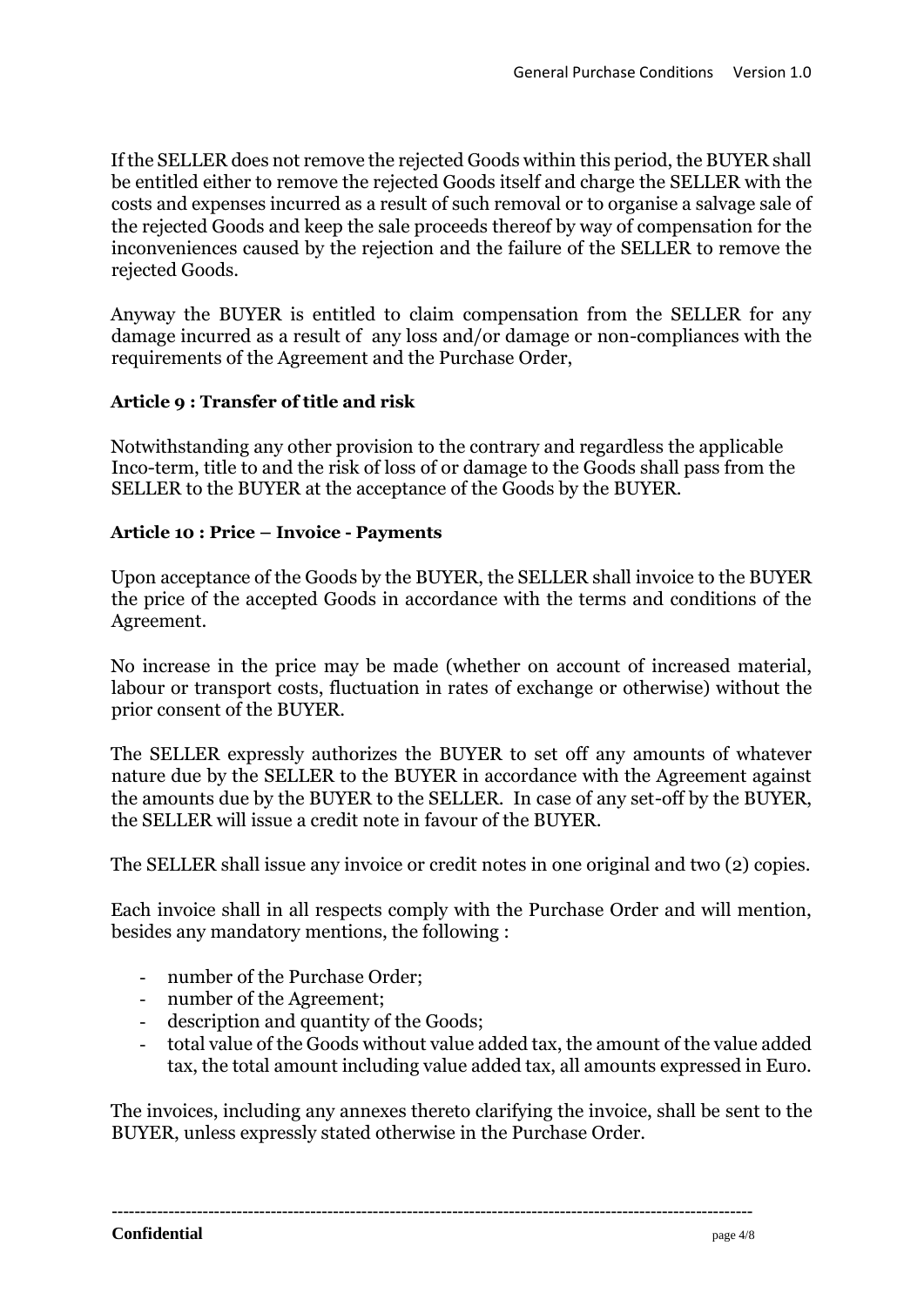If the SELLER does not remove the rejected Goods within this period, the BUYER shall be entitled either to remove the rejected Goods itself and charge the SELLER with the costs and expenses incurred as a result of such removal or to organise a salvage sale of the rejected Goods and keep the sale proceeds thereof by way of compensation for the inconveniences caused by the rejection and the failure of the SELLER to remove the rejected Goods.

Anyway the BUYER is entitled to claim compensation from the SELLER for any damage incurred as a result of any loss and/or damage or non-compliances with the requirements of the Agreement and the Purchase Order,

**Article 9 : Transfer of title and risk**

Notwithstanding any other provision to the contrary and regardless the applicable Inco-term, title to and the risk of loss of or damage to the Goods shall pass from the SELLER to the BUYER at the acceptance of the Goods by the BUYER.

**Article 10 : Price – Invoice - Payments**

Upon acceptance of the Goods by the BUYER, the SELLER shall invoice to the BUYER the price of the accepted Goods in accordance with the terms and conditions of the Agreement.

No increase in the price may be made (whether on account of increased material, labour or transport costs, fluctuation in rates of exchange or otherwise) without the prior consent of the BUYER.

The SELLER expressly authorizes the BUYER to set off any amounts of whatever nature due by the SELLER to the BUYER in accordance with the Agreement against the amounts due by the BUYER to the SELLER. In case of any set-off by the BUYER, the SELLER will issue a credit note in favour of the BUYER.

The SELLER shall issue any invoice or credit notes in one original and two (2) copies.

Each invoice shall in all respects comply with the Purchase Order and will mention, besides any mandatory mentions, the following :

- number of the Purchase Order;
- number of the Agreement;
- description and quantity of the Goods;
- total value of the Goods without value added tax, the amount of the value added tax, the total amount including value added tax, all amounts expressed in Euro.

The invoices, including any annexes thereto clarifying the invoice, shall be sent to the BUYER, unless expressly stated otherwise in the Purchase Order.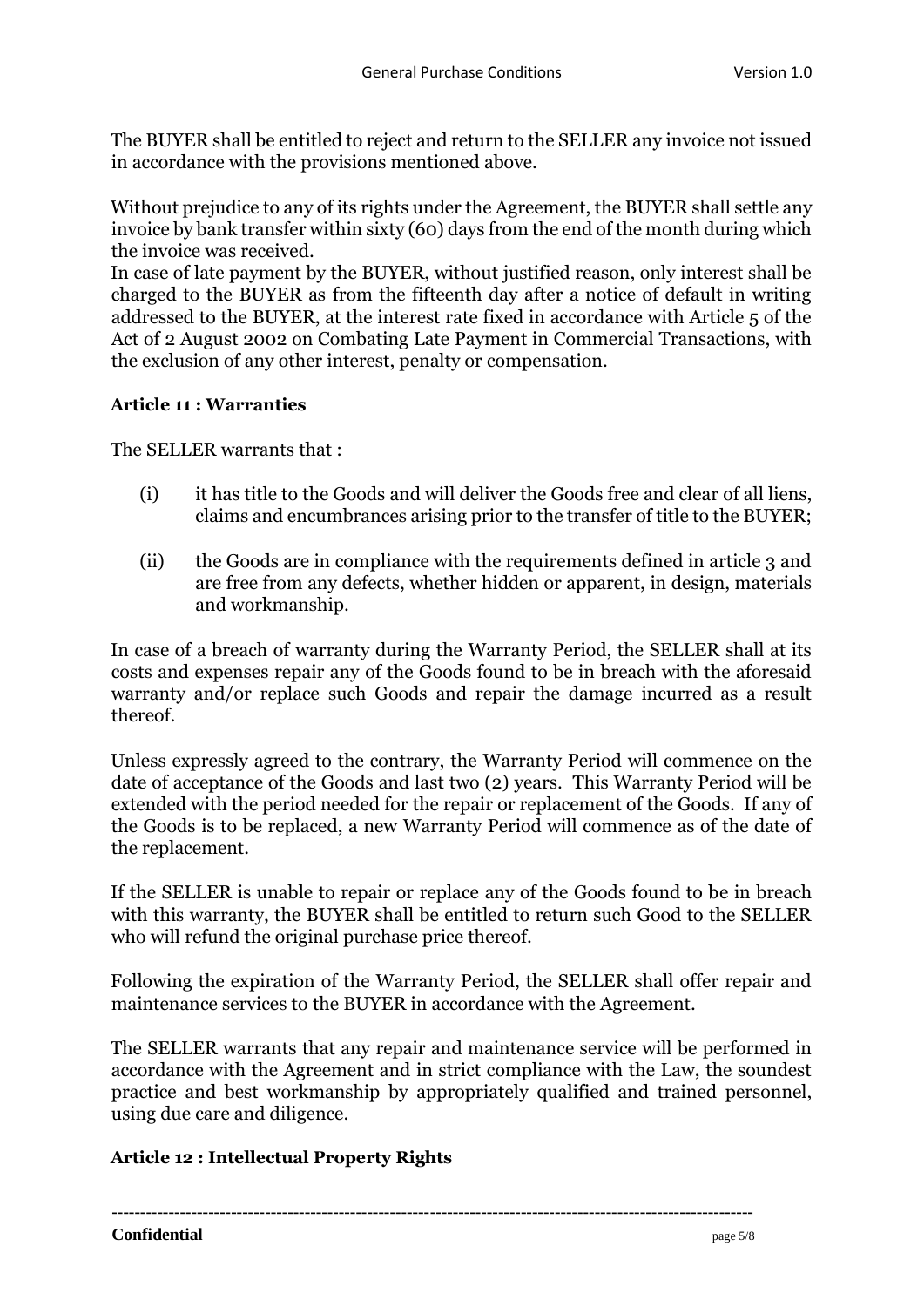The BUYER shall be entitled to reject and return to the SELLER any invoice not issued in accordance with the provisions mentioned above.

Without prejudice to any of its rights under the Agreement, the BUYER shall settle any invoice by bank transfer within sixty (60) days from the end of the month during which the invoice was received.
In case of late payment by the BUYER, without justified reason, only interest shall be charged to the BUYER as from the fifteenth day after a notice of default in writing addressed to the BUYER, at the interest rate fixed in accordance with Article 5 of the Act of 2 August 2002 on Combating Late Payment in Commercial Transactions, with the exclusion of any other interest, penalty or compensation.

**Article 11 : Warranties**

The SELLER warrants that :

(i) it has title to the Goods and will deliver the Goods free and clear of all liens, claims and encumbrances arising prior to the transfer of title to the BUYER;

(ii) the Goods are in compliance with the requirements defined in article 3 and are free from any defects, whether hidden or apparent, in design, materials and workmanship.

In case of a breach of warranty during the Warranty Period, the SELLER shall at its costs and expenses repair any of the Goods found to be in breach with the aforesaid warranty and/or replace such Goods and repair the damage incurred as a result thereof.

Unless expressly agreed to the contrary, the Warranty Period will commence on the date of acceptance of the Goods and last two (2) years. This Warranty Period will be extended with the period needed for the repair or replacement of the Goods. If any of the Goods is to be replaced, a new Warranty Period will commence as of the date of the replacement.

If the SELLER is unable to repair or replace any of the Goods found to be in breach with this warranty, the BUYER shall be entitled to return such Good to the SELLER who will refund the original purchase price thereof.

Following the expiration of the Warranty Period, the SELLER shall offer repair and maintenance services to the BUYER in accordance with the Agreement.

The SELLER warrants that any repair and maintenance service will be performed in accordance with the Agreement and in strict compliance with the Law, the soundest practice and best workmanship by appropriately qualified and trained personnel, using due care and diligence.

**Article 12 : Intellectual Property Rights**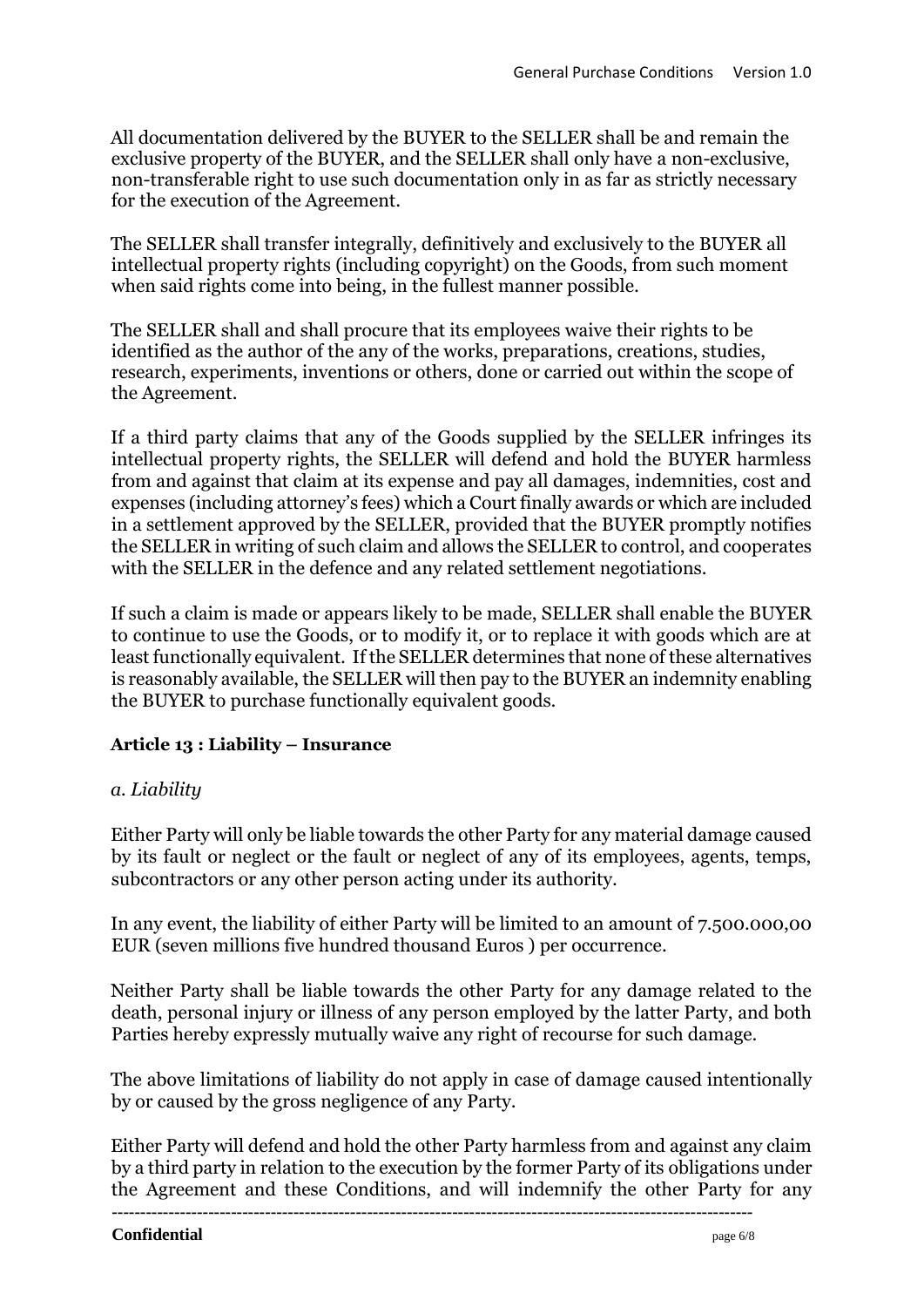All documentation delivered by the BUYER to the SELLER shall be and remain the exclusive property of the BUYER, and the SELLER shall only have a non-exclusive, non-transferable right to use such documentation only in as far as strictly necessary for the execution of the Agreement.

The SELLER shall transfer integrally, definitively and exclusively to the BUYER all intellectual property rights (including copyright) on the Goods, from such moment when said rights come into being, in the fullest manner possible.

The SELLER shall and shall procure that its employees waive their rights to be identified as the author of the any of the works, preparations, creations, studies, research, experiments, inventions or others, done or carried out within the scope of the Agreement.

If a third party claims that any of the Goods supplied by the SELLER infringes its intellectual property rights, the SELLER will defend and hold the BUYER harmless from and against that claim at its expense and pay all damages, indemnities, cost and expenses (including attorney's fees) which a Court finally awards or which are included in a settlement approved by the SELLER, provided that the BUYER promptly notifies the SELLER in writing of such claim and allows the SELLER to control, and cooperates with the SELLER in the defence and any related settlement negotiations.

If such a claim is made or appears likely to be made, SELLER shall enable the BUYER to continue to use the Goods, or to modify it, or to replace it with goods which are at least functionally equivalent. If the SELLER determines that none of these alternatives is reasonably available, the SELLER will then pay to the BUYER an indemnity enabling the BUYER to purchase functionally equivalent goods.

**Article 13 : Liability – Insurance**

*a. Liability*

Either Party will only be liable towards the other Party for any material damage caused by its fault or neglect or the fault or neglect of any of its employees, agents, temps, subcontractors or any other person acting under its authority.

In any event, the liability of either Party will be limited to an amount of 7.500.000,00 EUR (seven millions five hundred thousand Euros ) per occurrence.

Neither Party shall be liable towards the other Party for any damage related to the death, personal injury or illness of any person employed by the latter Party, and both Parties hereby expressly mutually waive any right of recourse for such damage.

The above limitations of liability do not apply in case of damage caused intentionally by or caused by the gross negligence of any Party.

Either Party will defend and hold the other Party harmless from and against any claim by a third party in relation to the execution by the former Party of its obligations under the Agreement and these Conditions, and will indemnify the other Party for any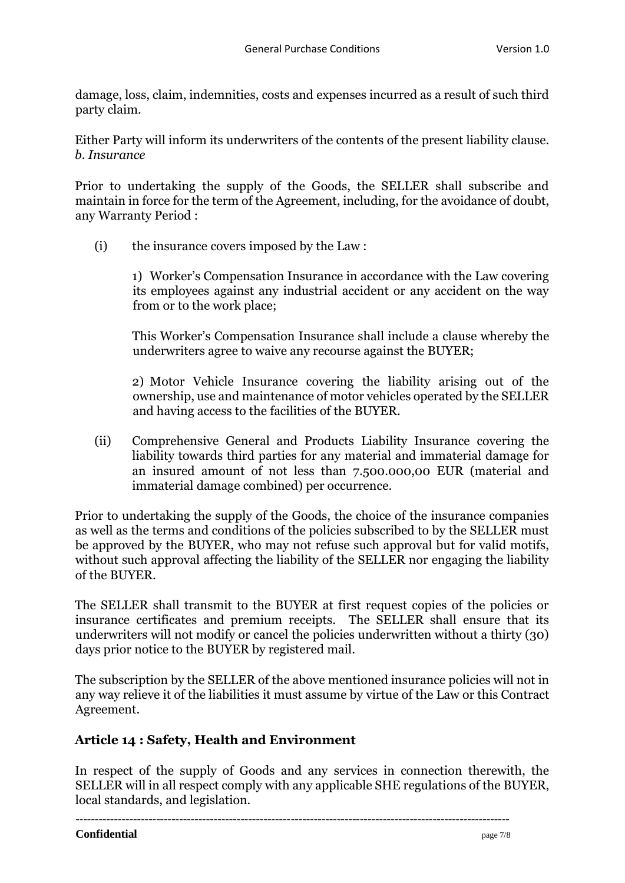damage, loss, claim, indemnities, costs and expenses incurred as a result of such third party claim.

Either Party will inform its underwriters of the contents of the present liability clause.

*b. Insurance*

Prior to undertaking the supply of the Goods, the SELLER shall subscribe and maintain in force for the term of the Agreement, including, for the avoidance of doubt, any Warranty Period :

(i) the insurance covers imposed by the Law :

1) Worker's Compensation Insurance in accordance with the Law covering its employees against any industrial accident or any accident on the way from or to the work place;

This Worker's Compensation Insurance shall include a clause whereby the underwriters agree to waive any recourse against the BUYER;

2) Motor Vehicle Insurance covering the liability arising out of the ownership, use and maintenance of motor vehicles operated by the SELLER and having access to the facilities of the BUYER.

(ii) Comprehensive General and Products Liability Insurance covering the liability towards third parties for any material and immaterial damage for an insured amount of not less than 7.500.000,00 EUR (material and immaterial damage combined) per occurrence.

Prior to undertaking the supply of the Goods, the choice of the insurance companies as well as the terms and conditions of the policies subscribed to by the SELLER must be approved by the BUYER, who may not refuse such approval but for valid motifs, without such approval affecting the liability of the SELLER nor engaging the liability of the BUYER.

The SELLER shall transmit to the BUYER at first request copies of the policies or insurance certificates and premium receipts. The SELLER shall ensure that its underwriters will not modify or cancel the policies underwritten without a thirty (30) days prior notice to the BUYER by registered mail.

The subscription by the SELLER of the above mentioned insurance policies will not in any way relieve it of the liabilities it must assume by virtue of the Law or this Contract Agreement.

## Article 14 : Safety, Health and Environment

In respect of the supply of Goods and any services in connection therewith, the SELLER will in all respect comply with any applicable SHE regulations of the BUYER, local standards, and legislation.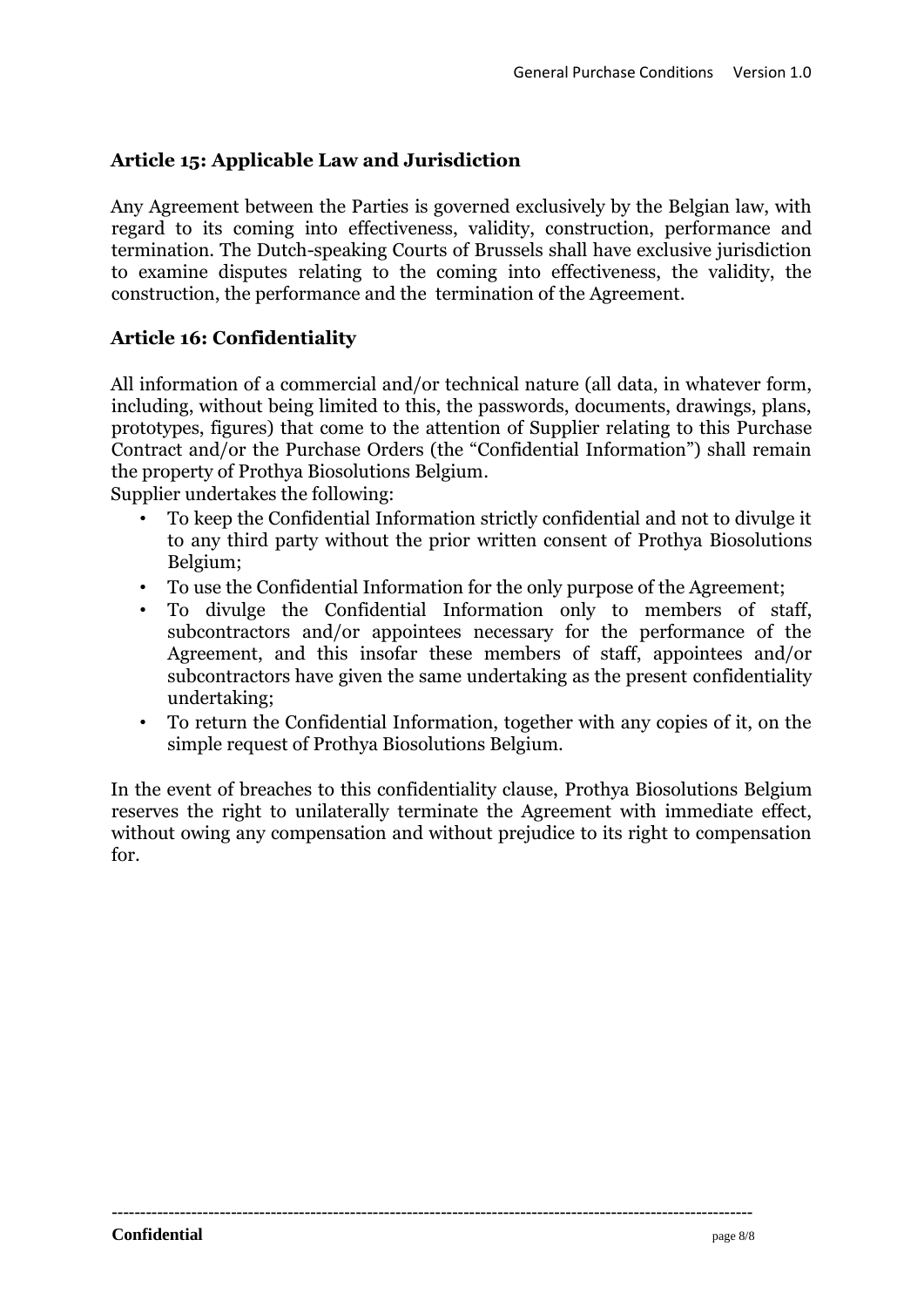## Article 15: Applicable Law and Jurisdiction

Any Agreement between the Parties is governed exclusively by the Belgian law, with regard to its coming into effectiveness, validity, construction, performance and termination. The Dutch-speaking Courts of Brussels shall have exclusive jurisdiction to examine disputes relating to the coming into effectiveness, the validity, the construction, the performance and the termination of the Agreement.

## Article 16: Confidentiality

All information of a commercial and/or technical nature (all data, in whatever form, including, without being limited to this, the passwords, documents, drawings, plans, prototypes, figures) that come to the attention of Supplier relating to this Purchase Contract and/or the Purchase Orders (the "Confidential Information") shall remain the property of Prothya Biosolutions Belgium.

Supplier undertakes the following:

- To keep the Confidential Information strictly confidential and not to divulge it to any third party without the prior written consent of Prothya Biosolutions Belgium;
- To use the Confidential Information for the only purpose of the Agreement;
- To divulge the Confidential Information only to members of staff, subcontractors and/or appointees necessary for the performance of the Agreement, and this insofar these members of staff, appointees and/or subcontractors have given the same undertaking as the present confidentiality undertaking;
- To return the Confidential Information, together with any copies of it, on the simple request of Prothya Biosolutions Belgium.

In the event of breaches to this confidentiality clause, Prothya Biosolutions Belgium reserves the right to unilaterally terminate the Agreement with immediate effect, without owing any compensation and without prejudice to its right to compensation for.